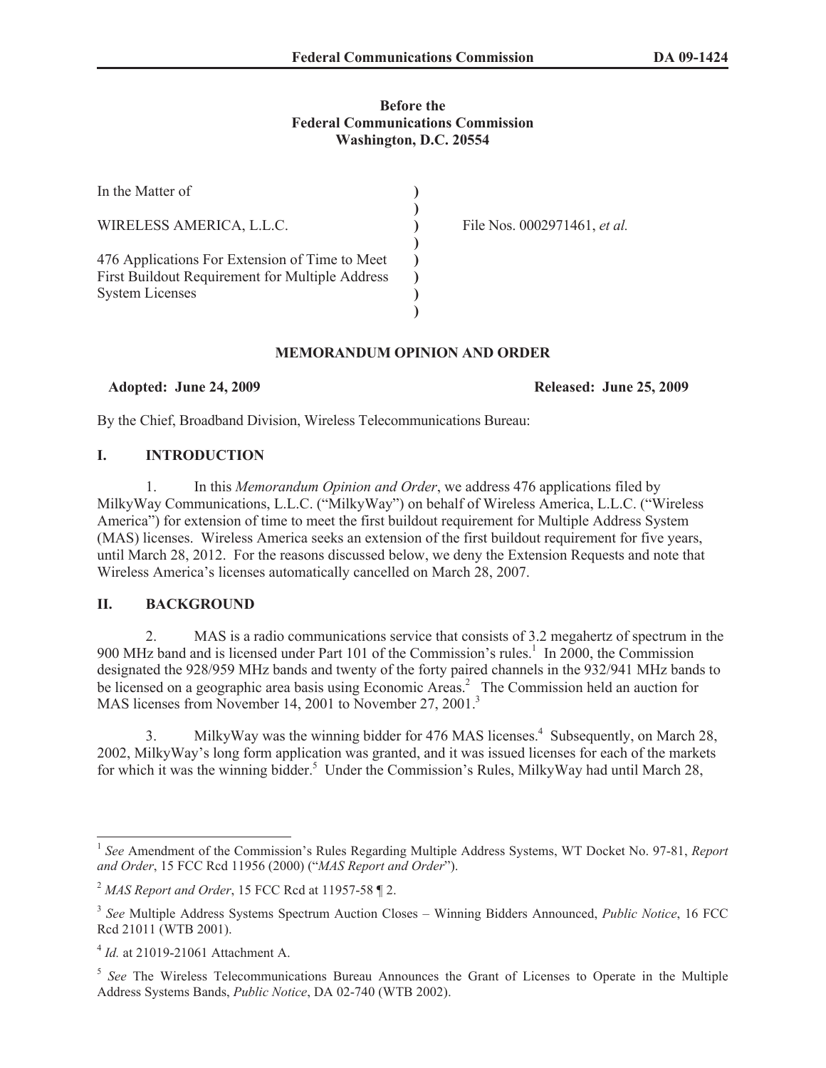**Before the**
**Federal Communications Commission**
**Washington, D.C. 20554**

| | | |
|---|---|---|
| In the Matter of | ) | |
| | ) | |
| WIRELESS AMERICA, L.L.C. | ) | File Nos. 0002971461, *et al.* |
| | ) | |
| 476 Applications For Extension of Time to Meet First Buildout Requirement for Multiple Address System Licenses | ) | |

## MEMORANDUM OPINION AND ORDER

**Adopted: June 24, 2009** **Released: June 25, 2009**

By the Chief, Broadband Division, Wireless Telecommunications Bureau:

## I. INTRODUCTION

1. In this *Memorandum Opinion and Order*, we address 476 applications filed by MilkyWay Communications, L.L.C. ("MilkyWay") on behalf of Wireless America, L.L.C. ("Wireless America") for extension of time to meet the first buildout requirement for Multiple Address System (MAS) licenses. Wireless America seeks an extension of the first buildout requirement for five years, until March 28, 2012. For the reasons discussed below, we deny the Extension Requests and note that Wireless America's licenses automatically cancelled on March 28, 2007.

## II. BACKGROUND

2. MAS is a radio communications service that consists of 3.2 megahertz of spectrum in the 900 MHz band and is licensed under Part 101 of the Commission's rules.[1] In 2000, the Commission designated the 928/959 MHz bands and twenty of the forty paired channels in the 932/941 MHz bands to be licensed on a geographic area basis using Economic Areas.[2] The Commission held an auction for MAS licenses from November 14, 2001 to November 27, 2001.[3]

3. MilkyWay was the winning bidder for 476 MAS licenses.[4] Subsequently, on March 28, 2002, MilkyWay's long form application was granted, and it was issued licenses for each of the markets for which it was the winning bidder.[5] Under the Commission's Rules, MilkyWay had until March 28,

---

[1] *See* Amendment of the Commission's Rules Regarding Multiple Address Systems, WT Docket No. 97-81, *Report and Order*, 15 FCC Rcd 11956 (2000) ("*MAS Report and Order*").

[2] *MAS Report and Order*, 15 FCC Rcd at 11957-58 ¶ 2.

[3] *See* Multiple Address Systems Spectrum Auction Closes – Winning Bidders Announced, *Public Notice*, 16 FCC Rcd 21011 (WTB 2001).

[4] *Id.* at 21019-21061 Attachment A.

[5] *See* The Wireless Telecommunications Bureau Announces the Grant of Licenses to Operate in the Multiple Address Systems Bands, *Public Notice*, DA 02-740 (WTB 2002).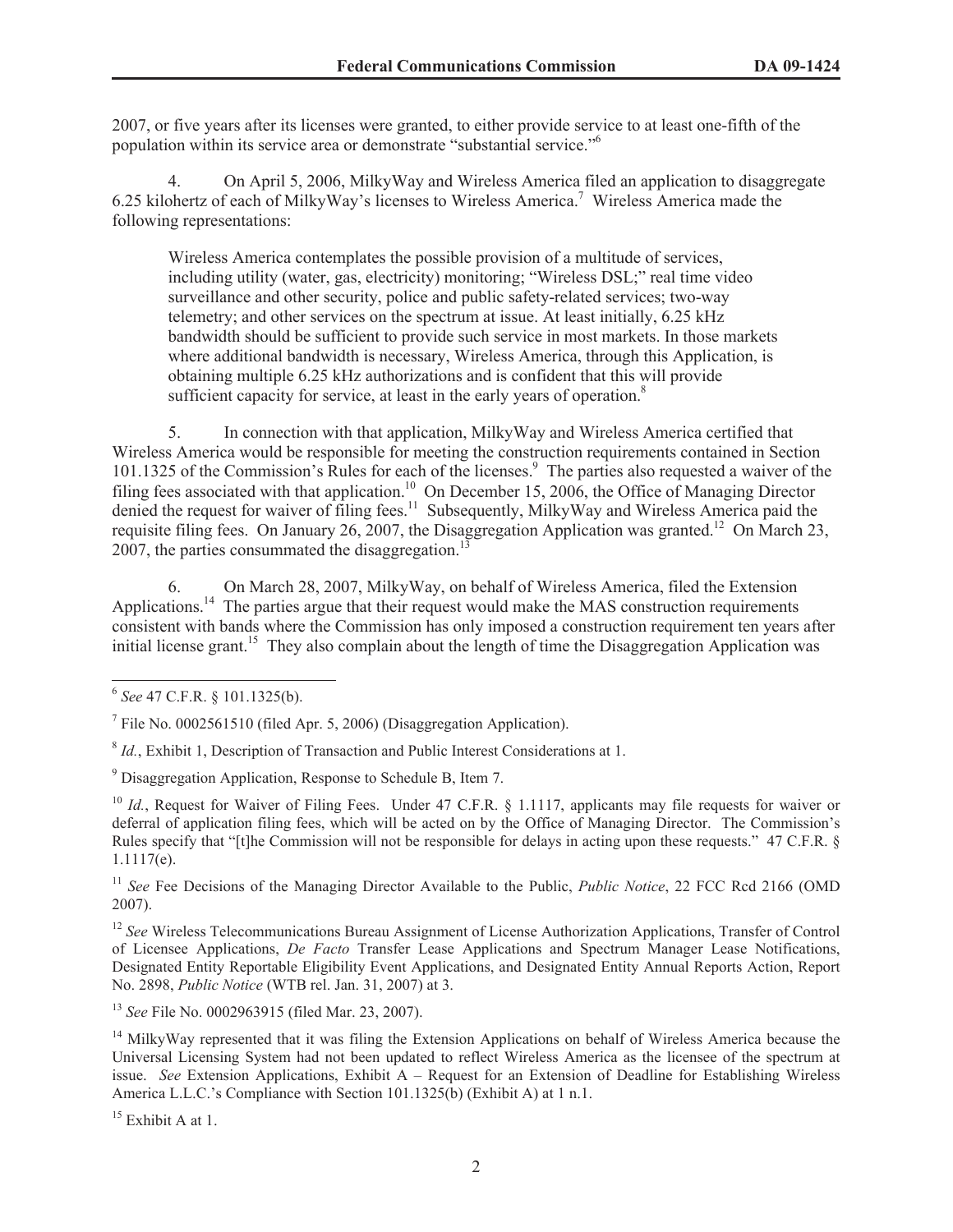2007, or five years after its licenses were granted, to either provide service to at least one-fifth of the population within its service area or demonstrate "substantial service."[6]

4. On April 5, 2006, MilkyWay and Wireless America filed an application to disaggregate 6.25 kilohertz of each of MilkyWay's licenses to Wireless America.[7] Wireless America made the following representations:

> Wireless America contemplates the possible provision of a multitude of services, including utility (water, gas, electricity) monitoring; "Wireless DSL;" real time video surveillance and other security, police and public safety-related services; two-way telemetry; and other services on the spectrum at issue. At least initially, 6.25 kHz bandwidth should be sufficient to provide such service in most markets. In those markets where additional bandwidth is necessary, Wireless America, through this Application, is obtaining multiple 6.25 kHz authorizations and is confident that this will provide sufficient capacity for service, at least in the early years of operation.[8]

5. In connection with that application, MilkyWay and Wireless America certified that Wireless America would be responsible for meeting the construction requirements contained in Section 101.1325 of the Commission's Rules for each of the licenses.[9] The parties also requested a waiver of the filing fees associated with that application.[10] On December 15, 2006, the Office of Managing Director denied the request for waiver of filing fees.[11] Subsequently, MilkyWay and Wireless America paid the requisite filing fees. On January 26, 2007, the Disaggregation Application was granted.[12] On March 23, 2007, the parties consummated the disaggregation.[13]

6. On March 28, 2007, MilkyWay, on behalf of Wireless America, filed the Extension Applications.[14] The parties argue that their request would make the MAS construction requirements consistent with bands where the Commission has only imposed a construction requirement ten years after initial license grant.[15] They also complain about the length of time the Disaggregation Application was

---

[6] *See* 47 C.F.R. § 101.1325(b).

[7] File No. 0002561510 (filed Apr. 5, 2006) (Disaggregation Application).

[8] *Id.*, Exhibit 1, Description of Transaction and Public Interest Considerations at 1.

[9] Disaggregation Application, Response to Schedule B, Item 7.

[10] *Id.*, Request for Waiver of Filing Fees. Under 47 C.F.R. § 1.1117, applicants may file requests for waiver or deferral of application filing fees, which will be acted on by the Office of Managing Director. The Commission's Rules specify that "[t]he Commission will not be responsible for delays in acting upon these requests." 47 C.F.R. § 1.1117(e).

[11] *See* Fee Decisions of the Managing Director Available to the Public, *Public Notice*, 22 FCC Rcd 2166 (OMD 2007).

[12] *See* Wireless Telecommunications Bureau Assignment of License Authorization Applications, Transfer of Control of Licensee Applications, *De Facto* Transfer Lease Applications and Spectrum Manager Lease Notifications, Designated Entity Reportable Eligibility Event Applications, and Designated Entity Annual Reports Action, Report No. 2898, *Public Notice* (WTB rel. Jan. 31, 2007) at 3.

[13] *See* File No. 0002963915 (filed Mar. 23, 2007).

[14] MilkyWay represented that it was filing the Extension Applications on behalf of Wireless America because the Universal Licensing System had not been updated to reflect Wireless America as the licensee of the spectrum at issue. *See* Extension Applications, Exhibit A – Request for an Extension of Deadline for Establishing Wireless America L.L.C.'s Compliance with Section 101.1325(b) (Exhibit A) at 1 n.1.

[15] Exhibit A at 1.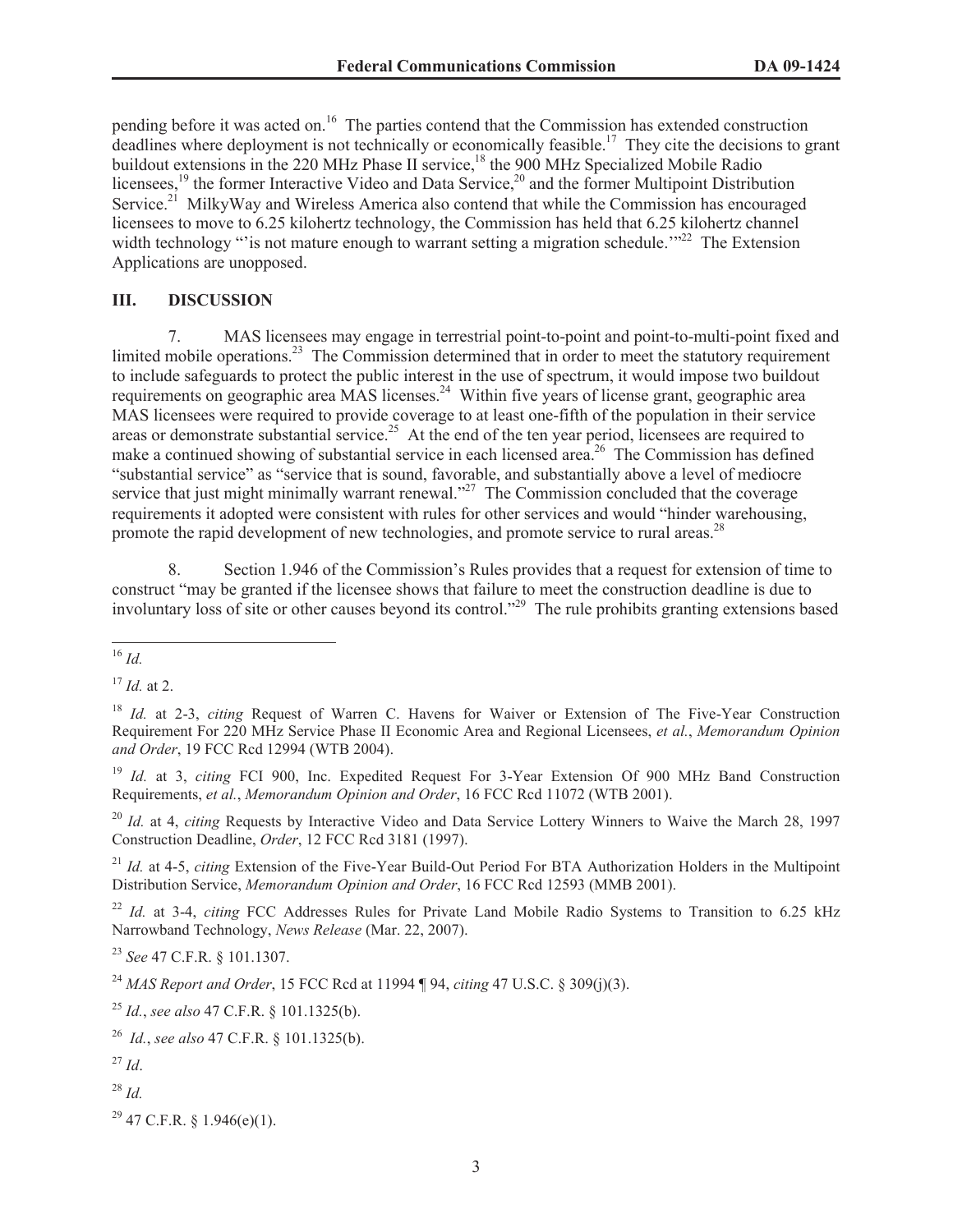pending before it was acted on.[16] The parties contend that the Commission has extended construction deadlines where deployment is not technically or economically feasible.[17] They cite the decisions to grant buildout extensions in the 220 MHz Phase II service,[18] the 900 MHz Specialized Mobile Radio licensees,[19] the former Interactive Video and Data Service,[20] and the former Multipoint Distribution Service.[21] MilkyWay and Wireless America also contend that while the Commission has encouraged licensees to move to 6.25 kilohertz technology, the Commission has held that 6.25 kilohertz channel width technology "'is not mature enough to warrant setting a migration schedule.'"[22] The Extension Applications are unopposed.

## III. DISCUSSION

7. MAS licensees may engage in terrestrial point-to-point and point-to-multi-point fixed and limited mobile operations.[23] The Commission determined that in order to meet the statutory requirement to include safeguards to protect the public interest in the use of spectrum, it would impose two buildout requirements on geographic area MAS licenses.[24] Within five years of license grant, geographic area MAS licensees were required to provide coverage to at least one-fifth of the population in their service areas or demonstrate substantial service.[25] At the end of the ten year period, licensees are required to make a continued showing of substantial service in each licensed area.[26] The Commission has defined "substantial service" as "service that is sound, favorable, and substantially above a level of mediocre service that just might minimally warrant renewal."[27] The Commission concluded that the coverage requirements it adopted were consistent with rules for other services and would "hinder warehousing, promote the rapid development of new technologies, and promote service to rural areas.[28]

8. Section 1.946 of the Commission's Rules provides that a request for extension of time to construct "may be granted if the licensee shows that failure to meet the construction deadline is due to involuntary loss of site or other causes beyond its control."[29] The rule prohibits granting extensions based

---

[16] *Id.*

[17] *Id.* at 2.

[18] *Id.* at 2-3, *citing* Request of Warren C. Havens for Waiver or Extension of The Five-Year Construction Requirement For 220 MHz Service Phase II Economic Area and Regional Licensees, *et al.*, *Memorandum Opinion and Order*, 19 FCC Rcd 12994 (WTB 2004).

[19] *Id.* at 3, *citing* FCI 900, Inc. Expedited Request For 3-Year Extension Of 900 MHz Band Construction Requirements, *et al.*, *Memorandum Opinion and Order*, 16 FCC Rcd 11072 (WTB 2001).

[20] *Id.* at 4, *citing* Requests by Interactive Video and Data Service Lottery Winners to Waive the March 28, 1997 Construction Deadline, *Order*, 12 FCC Rcd 3181 (1997).

[21] *Id.* at 4-5, *citing* Extension of the Five-Year Build-Out Period For BTA Authorization Holders in the Multipoint Distribution Service, *Memorandum Opinion and Order*, 16 FCC Rcd 12593 (MMB 2001).

[22] *Id.* at 3-4, *citing* FCC Addresses Rules for Private Land Mobile Radio Systems to Transition to 6.25 kHz Narrowband Technology, *News Release* (Mar. 22, 2007).

[23] *See* 47 C.F.R. § 101.1307.

[24] *MAS Report and Order*, 15 FCC Rcd at 11994 ¶ 94, *citing* 47 U.S.C. § 309(j)(3).

[25] *Id.*, *see also* 47 C.F.R. § 101.1325(b).

[26] *Id.*, *see also* 47 C.F.R. § 101.1325(b).

[27] *Id*.

[28] *Id.*

[29] 47 C.F.R. § 1.946(e)(1).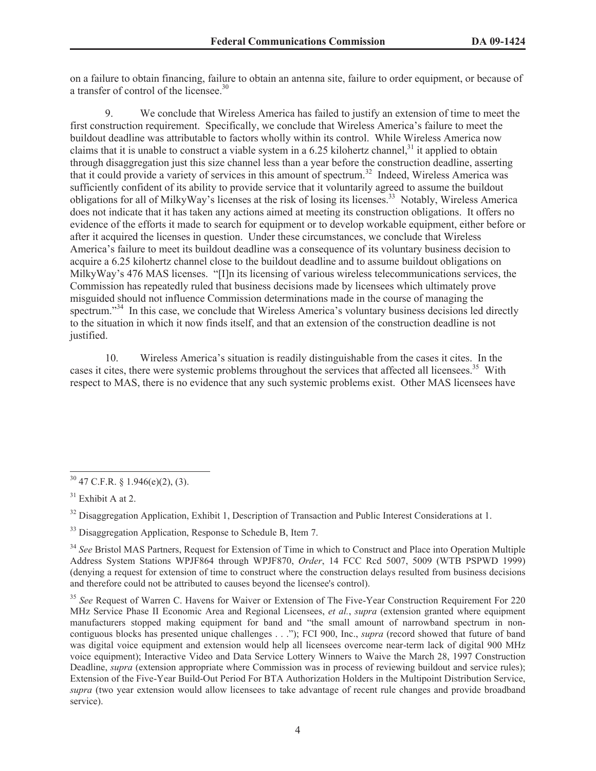on a failure to obtain financing, failure to obtain an antenna site, failure to order equipment, or because of a transfer of control of the licensee.[30]

9. We conclude that Wireless America has failed to justify an extension of time to meet the first construction requirement. Specifically, we conclude that Wireless America's failure to meet the buildout deadline was attributable to factors wholly within its control. While Wireless America now claims that it is unable to construct a viable system in a 6.25 kilohertz channel,[31] it applied to obtain through disaggregation just this size channel less than a year before the construction deadline, asserting that it could provide a variety of services in this amount of spectrum.[32] Indeed, Wireless America was sufficiently confident of its ability to provide service that it voluntarily agreed to assume the buildout obligations for all of MilkyWay's licenses at the risk of losing its licenses.[33] Notably, Wireless America does not indicate that it has taken any actions aimed at meeting its construction obligations. It offers no evidence of the efforts it made to search for equipment or to develop workable equipment, either before or after it acquired the licenses in question. Under these circumstances, we conclude that Wireless America's failure to meet its buildout deadline was a consequence of its voluntary business decision to acquire a 6.25 kilohertz channel close to the buildout deadline and to assume buildout obligations on MilkyWay's 476 MAS licenses. "[I]n its licensing of various wireless telecommunications services, the Commission has repeatedly ruled that business decisions made by licensees which ultimately prove misguided should not influence Commission determinations made in the course of managing the spectrum."[34] In this case, we conclude that Wireless America's voluntary business decisions led directly to the situation in which it now finds itself, and that an extension of the construction deadline is not justified.

10. Wireless America's situation is readily distinguishable from the cases it cites. In the cases it cites, there were systemic problems throughout the services that affected all licensees.[35] With respect to MAS, there is no evidence that any such systemic problems exist. Other MAS licensees have

---

[30] 47 C.F.R. § 1.946(e)(2), (3).

[31] Exhibit A at 2.

[32] Disaggregation Application, Exhibit 1, Description of Transaction and Public Interest Considerations at 1.

[33] Disaggregation Application, Response to Schedule B, Item 7.

[34] *See* Bristol MAS Partners, Request for Extension of Time in which to Construct and Place into Operation Multiple Address System Stations WPJF864 through WPJF870, *Order*, 14 FCC Rcd 5007, 5009 (WTB PSPWD 1999) (denying a request for extension of time to construct where the construction delays resulted from business decisions and therefore could not be attributed to causes beyond the licensee's control).

[35] *See* Request of Warren C. Havens for Waiver or Extension of The Five-Year Construction Requirement For 220 MHz Service Phase II Economic Area and Regional Licensees, *et al.*, *supra* (extension granted where equipment manufacturers stopped making equipment for band and "the small amount of narrowband spectrum in non-contiguous blocks has presented unique challenges . . ."); FCI 900, Inc., *supra* (record showed that future of band was digital voice equipment and extension would help all licensees overcome near-term lack of digital 900 MHz voice equipment); Interactive Video and Data Service Lottery Winners to Waive the March 28, 1997 Construction Deadline, *supra* (extension appropriate where Commission was in process of reviewing buildout and service rules); Extension of the Five-Year Build-Out Period For BTA Authorization Holders in the Multipoint Distribution Service, *supra* (two year extension would allow licensees to take advantage of recent rule changes and provide broadband service).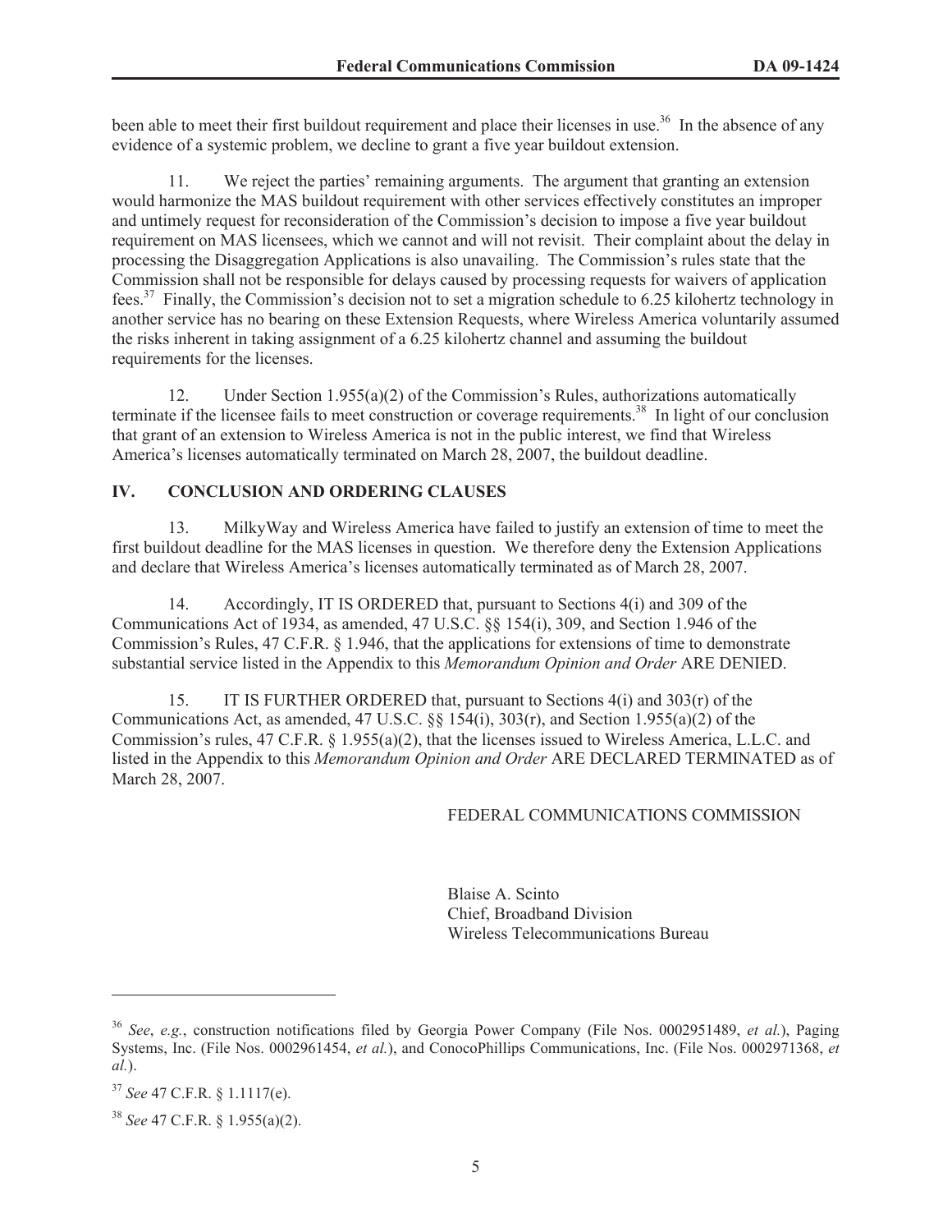been able to meet their first buildout requirement and place their licenses in use.[36] In the absence of any evidence of a systemic problem, we decline to grant a five year buildout extension.

11. We reject the parties' remaining arguments. The argument that granting an extension would harmonize the MAS buildout requirement with other services effectively constitutes an improper and untimely request for reconsideration of the Commission's decision to impose a five year buildout requirement on MAS licensees, which we cannot and will not revisit. Their complaint about the delay in processing the Disaggregation Applications is also unavailing. The Commission's rules state that the Commission shall not be responsible for delays caused by processing requests for waivers of application fees.[37] Finally, the Commission's decision not to set a migration schedule to 6.25 kilohertz technology in another service has no bearing on these Extension Requests, where Wireless America voluntarily assumed the risks inherent in taking assignment of a 6.25 kilohertz channel and assuming the buildout requirements for the licenses.

12. Under Section 1.955(a)(2) of the Commission's Rules, authorizations automatically terminate if the licensee fails to meet construction or coverage requirements.[38] In light of our conclusion that grant of an extension to Wireless America is not in the public interest, we find that Wireless America's licenses automatically terminated on March 28, 2007, the buildout deadline.

## IV. CONCLUSION AND ORDERING CLAUSES

13. MilkyWay and Wireless America have failed to justify an extension of time to meet the first buildout deadline for the MAS licenses in question. We therefore deny the Extension Applications and declare that Wireless America's licenses automatically terminated as of March 28, 2007.

14. Accordingly, IT IS ORDERED that, pursuant to Sections 4(i) and 309 of the Communications Act of 1934, as amended, 47 U.S.C. §§ 154(i), 309, and Section 1.946 of the Commission's Rules, 47 C.F.R. § 1.946, that the applications for extensions of time to demonstrate substantial service listed in the Appendix to this *Memorandum Opinion and Order* ARE DENIED.

15. IT IS FURTHER ORDERED that, pursuant to Sections 4(i) and 303(r) of the Communications Act, as amended, 47 U.S.C. §§ 154(i), 303(r), and Section 1.955(a)(2) of the Commission's rules, 47 C.F.R. § 1.955(a)(2), that the licenses issued to Wireless America, L.L.C. and listed in the Appendix to this *Memorandum Opinion and Order* ARE DECLARED TERMINATED as of March 28, 2007.

FEDERAL COMMUNICATIONS COMMISSION

Blaise A. Scinto
Chief, Broadband Division
Wireless Telecommunications Bureau

---

[36] *See*, *e.g.*, construction notifications filed by Georgia Power Company (File Nos. 0002951489, *et al.*), Paging Systems, Inc. (File Nos. 0002961454, *et al.*), and ConocoPhillips Communications, Inc. (File Nos. 0002971368, *et al.*).

[37] *See* 47 C.F.R. § 1.1117(e).

[38] *See* 47 C.F.R. § 1.955(a)(2).